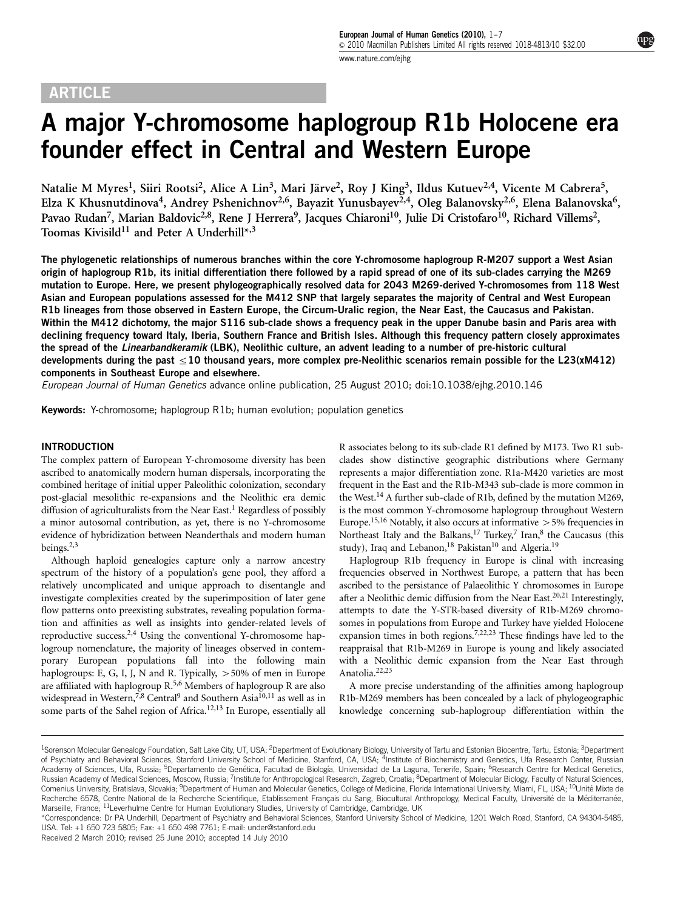ARTICLE

# A major Y-chromosome haplogroup R1b Holocene era founder effect in Central and Western Europe

Natalie M Myres[1], Siiri Rootsi[2], Alice A Lin[3], Mari Järve[2], Roy J King[3], Ildus Kutuev[2,4], Vicente M Cabrera[5], Elza K Khusnutdinova[4], Andrey Pshenichnov[2,6], Bayazit Yunusbayev[2,4], Oleg Balanovsky[2,6], Elena Balanovska[6], Pavao Rudan[7], Marian Baldovic[2,8], Rene J Herrera[9], Jacques Chiaroni[10], Julie Di Cristofaro[10], Richard Villems[2], Toomas Kivisild[11] and Peter A Underhill*,[3]

**The phylogenetic relationships of numerous branches within the core Y-chromosome haplogroup R-M207 support a West Asian origin of haplogroup R1b, its initial differentiation there followed by a rapid spread of one of its sub-clades carrying the M269 mutation to Europe. Here, we present phylogeographically resolved data for 2043 M269-derived Y-chromosomes from 118 West Asian and European populations assessed for the M412 SNP that largely separates the majority of Central and West European R1b lineages from those observed in Eastern Europe, the Circum-Uralic region, the Near East, the Caucasus and Pakistan. Within the M412 dichotomy, the major S116 sub-clade shows a frequency peak in the upper Danube basin and Paris area with declining frequency toward Italy, Iberia, Southern France and British Isles. Although this frequency pattern closely approximates the spread of the *Linearbandkeramik* (LBK), Neolithic culture, an advent leading to a number of pre-historic cultural developments during the past ≤10 thousand years, more complex pre-Neolithic scenarios remain possible for the L23(xM412) components in Southeast Europe and elsewhere.**

*European Journal of Human Genetics* advance online publication, 25 August 2010; doi:10.1038/ejhg.2010.146

**Keywords:** Y-chromosome; haplogroup R1b; human evolution; population genetics

## INTRODUCTION

The complex pattern of European Y-chromosome diversity has been ascribed to anatomically modern human dispersals, incorporating the combined heritage of initial upper Paleolithic colonization, secondary post-glacial mesolithic re-expansions and the Neolithic era demic diffusion of agriculturalists from the Near East.[1] Regardless of possibly a minor autosomal contribution, as yet, there is no Y-chromosome evidence of hybridization between Neanderthals and modern human beings.[2,3]

Although haploid genealogies capture only a narrow ancestry spectrum of the history of a population's gene pool, they afford a relatively uncomplicated and unique approach to disentangle and investigate complexities created by the superimposition of later gene flow patterns onto preexisting substrates, revealing population formation and affinities as well as insights into gender-related levels of reproductive success.[2,4] Using the conventional Y-chromosome haplogroup nomenclature, the majority of lineages observed in contemporary European populations fall into the following main haplogroups: E, G, I, J, N and R. Typically, >50% of men in Europe are affiliated with haplogroup R.[5,6] Members of haplogroup R are also widespread in Western,[7,8] Central[9] and Southern Asia[10,11] as well as in some parts of the Sahel region of Africa.[12,13] In Europe, essentially all R associates belong to its sub-clade R1 defined by M173. Two R1 sub-clades show distinctive geographic distributions where Germany represents a major differentiation zone. R1a-M420 varieties are most frequent in the East and the R1b-M343 sub-clade is more common in the West.[14] A further sub-clade of R1b, defined by the mutation M269, is the most common Y-chromosome haplogroup throughout Western Europe.[15,16] Notably, it also occurs at informative >5% frequencies in Northeast Italy and the Balkans,[17] Turkey,[7] Iran,[8] the Caucasus (this study), Iraq and Lebanon,[18] Pakistan[10] and Algeria.[19]

Haplogroup R1b frequency in Europe is clinal with increasing frequencies observed in Northwest Europe, a pattern that has been ascribed to the persistance of Palaeolithic Y chromosomes in Europe after a Neolithic demic diffusion from the Near East.[20,21] Interestingly, attempts to date the Y-STR-based diversity of R1b-M269 chromosomes in populations from Europe and Turkey have yielded Holocene expansion times in both regions.[7,22,23] These findings have led to the reappraisal that R1b-M269 in Europe is young and likely associated with a Neolithic demic expansion from the Near East through Anatolia.[22,23]

A more precise understanding of the affinities among haplogroup R1b-M269 members has been concealed by a lack of phylogeographic knowledge concerning sub-haplogroup differentiation within the

---

[1]Sorenson Molecular Genealogy Foundation, Salt Lake City, UT, USA; [2]Department of Evolutionary Biology, University of Tartu and Estonian Biocentre, Tartu, Estonia; [3]Department of Psychiatry and Behavioral Sciences, Stanford University School of Medicine, Stanford, CA, USA; [4]Institute of Biochemistry and Genetics, Ufa Research Center, Russian Academy of Sciences, Ufa, Russia; [5]Departamento de Genética, Facultad de Biología, Universidad de La Laguna, Tenerife, Spain; [6]Research Centre for Medical Genetics, Russian Academy of Medical Sciences, Moscow, Russia; [7]Institute for Anthropological Research, Zagreb, Croatia; [8]Department of Molecular Biology, Faculty of Natural Sciences, Comenius University, Bratislava, Slovakia; [9]Department of Human and Molecular Genetics, College of Medicine, Florida International University, Miami, FL, USA; [10]Unité Mixte de Recherche 6578, Centre National de la Recherche Scientifique, Etablissement Français du Sang, Biocultural Anthropology, Medical Faculty, Université de la Méditerranée, Marseille, France; [11]Leverhulme Centre for Human Evolutionary Studies, University of Cambridge, Cambridge, UK

*Correspondence: Dr PA Underhill, Department of Psychiatry and Behavioral Sciences, Stanford University School of Medicine, 1201 Welch Road, Stanford, CA 94304-5485, USA. Tel: +1 650 723 5805; Fax: +1 650 498 7761; E-mail: under@stanford.edu

Received 2 March 2010; revised 25 June 2010; accepted 14 July 2010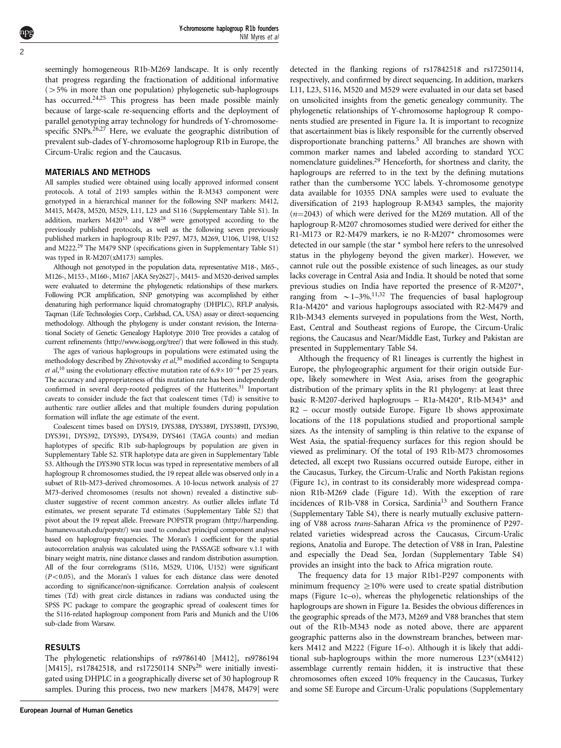seemingly homogeneous R1b-M269 landscape. It is only recently that progress regarding the fractionation of additional informative (>5% in more than one population) phylogenetic sub-haplogroups has occurred.[24,25] This progress has been made possible mainly because of large-scale re-sequencing efforts and the deployment of parallel genotyping array technology for hundreds of Y-chromosome-specific SNPs.[26,27] Here, we evaluate the geographic distribution of prevalent sub-clades of Y-chromosome haplogroup R1b in Europe, the Circum-Uralic region and the Caucasus.

## MATERIALS AND METHODS

All samples studied were obtained using locally approved informed consent protocols. A total of 2193 samples within the R-M343 component were genotyped in a hierarchical manner for the following SNP markers: M412, M415, M478, M520, M529, L11, L23 and S116 (Supplementary Table S1). In addition, markers M420[13] and V88[28] were genotyped according to the previously published protocols, as well as the following seven previously published markers in haplogroup R1b: P297, M73, M269, U106, U198, U152 and M222.[29] The M479 SNP (specifications given in Supplementary Table S1) was typed in R-M207(xM173) samples.

Although not genotyped in the population data, representative M18-, M65-, M126-, M153-, M160-, M167 [AKA Sry2627]-, M415- and M520-derived samples were evaluated to determine the phylogenetic relationships of these markers. Following PCR amplification, SNP genotyping was accomplished by either denaturing high performance liquid chromatography (DHPLC), RFLP analysis, Taqman (Life Technologies Corp., Carlsbad, CA, USA) assay or direct-sequencing methodology. Although the phylogeny is under constant revision, the International Society of Genetic Genealogy Haplotype 2010 Tree provides a catalog of current refinements (http://www.isogg.org/tree/) that were followed in this study.

The ages of various haplogroups in populations were estimated using the methodology described by Zhivotovsky *et al*,[30] modified according to Sengupta *et al*,[10] using the evolutionary effective mutation rate of $6.9\times10^{-4}$ per 25 years. The accuracy and appropriateness of this mutation rate has been independently confirmed in several deep-rooted pedigrees of the Hutterites.[31] Important caveats to consider include the fact that coalescent times (Td) is sensitive to authentic rare outlier alleles and that multiple founders during population formation will inflate the age estimate of the event.

Coalescent times based on DYS19, DYS388, DYS389I, DYS389II, DYS390, DYS391, DYS392, DYS393, DYS439, DYS461 (TAGA counts) and median haplotypes of specific R1b sub-haplogroups by population are given in Supplementary Table S2. STR haplotype data are given in Supplementary Table S3. Although the DYS390 STR locus was typed in representative members of all haplogroup R chromosomes studied, the 19 repeat allele was observed only in a subset of R1b-M73-derived chromosomes. A 10-locus network analysis of 27 M73-derived chromosomes (results not shown) revealed a distinctive sub-cluster suggestive of recent common ancestry. As outlier alleles inflate Td estimates, we present separate Td estimates (Supplementary Table S2) that pivot about the 19 repeat allele. Freeware POPSTR program (http://harpending.humanevo.utah.edu/popstr/) was used to conduct principal component analyses based on haplogroup frequencies. The Moran's I coefficient for the spatial autocorrelation analysis was calculated using the PASSAGE software v.1.1 with binary weight matrix, nine distance classes and random distribution assumption. All of the four correlograms (S116, M529, U106, U152) were significant ($P<0.05$), and the Moran's I values for each distance class were denoted according to significance/non-significance. Correlation analysis of coalescent times (Td) with great circle distances in radians was conducted using the SPSS PC package to compare the geographic spread of coalescent times for the S116-related haplogroup component from Paris and Munich and the U106 sub-clade from Warsaw.

## RESULTS

The phylogenetic relationships of rs9786140 [M412], rs9786194 [M415], rs17842518, and rs17250114 SNPs[26] were initially investigated using DHPLC in a geographically diverse set of 30 haplogroup R samples. During this process, two new markers [M478, M479] were detected in the flanking regions of rs17842518 and rs17250114, respectively, and confirmed by direct sequencing. In addition, markers L11, L23, S116, M520 and M529 were evaluated in our data set based on unsolicited insights from the genetic genealogy community. The phylogenetic relationships of Y-chromosome haplogroup R components studied are presented in Figure 1a. It is important to recognize that ascertainment bias is likely responsible for the currently observed disproportionate branching patterns.[5] All branches are shown with common marker names and labeled according to standard YCC nomenclature guidelines.[29] Henceforth, for shortness and clarity, the haplogroups are referred to in the text by the defining mutations rather than the cumbersome YCC labels. Y-chromosome genotype data available for 10355 DNA samples were used to evaluate the diversification of 2193 haplogroup R-M343 samples, the majority ($n$=2043) of which were derived for the M269 mutation. All of the haplogroup R-M207 chromosomes studied were derived for either the R1-M173 or R2-M479 markers, ie no R-M207* chromosomes were detected in our sample (the star * symbol here refers to the unresolved status in the phylogeny beyond the given marker). However, we cannot rule out the possible existence of such lineages, as our study lacks coverage in Central Asia and India. It should be noted that some previous studies on India have reported the presence of R-M207*, ranging from ~1–3%.[11,32] The frequencies of basal haplogroup R1a-M420* and various haplogroups associated with R2-M479 and R1b-M343 elements surveyed in populations from the West, North, East, Central and Southeast regions of Europe, the Circum-Uralic regions, the Caucasus and Near/Middle East, Turkey and Pakistan are presented in Supplementary Table S4.

Although the frequency of R1 lineages is currently the highest in Europe, the phylogeographic argument for their origin outside Europe, likely somewhere in West Asia, arises from the geographic distribution of the primary splits in the R1 phylogeny: at least three basic R-M207-derived haplogroups – R1a-M420*, R1b-M343* and R2 – occur mostly outside Europe. Figure 1b shows approximate locations of the 118 populations studied and proportional sample sizes. As the intensity of sampling is thin relative to the expanse of West Asia, the spatial-frequency surfaces for this region should be viewed as preliminary. Of the total of 193 R1b-M73 chromosomes detected, all except two Russians occurred outside Europe, either in the Caucasus, Turkey, the Circum-Uralic and North Pakistan regions (Figure 1c), in contrast to its considerably more widespread companion R1b-M269 clade (Figure 1d). With the exception of rare incidences of R1b-V88 in Corsica, Sardinia[13] and Southern France (Supplementary Table S4), there is nearly mutually exclusive patterning of V88 across *trans*-Saharan Africa *vs* the prominence of P297-related varieties widespread across the Caucasus, Circum-Uralic regions, Anatolia and Europe. The detection of V88 in Iran, Palestine and especially the Dead Sea, Jordan (Supplementary Table S4) provides an insight into the back to Africa migration route.

The frequency data for 13 major R1b1-P297 components with minimum frequency ≥10% were used to create spatial distribution maps (Figure 1c–o), whereas the phylogenetic relationships of the haplogroups are shown in Figure 1a. Besides the obvious differences in the geographic spreads of the M73, M269 and V88 branches that stem out of the R1b-M343 node as noted above, there are apparent geographic patterns also in the downstream branches, between markers M412 and M222 (Figure 1f–o). Although it is likely that additional sub-haplogroups within the more numerous L23*(xM412) assemblage currently remain hidden, it is instructive that these chromosomes often exceed 10% frequency in the Caucasus, Turkey and some SE Europe and Circum-Uralic populations (Supplementary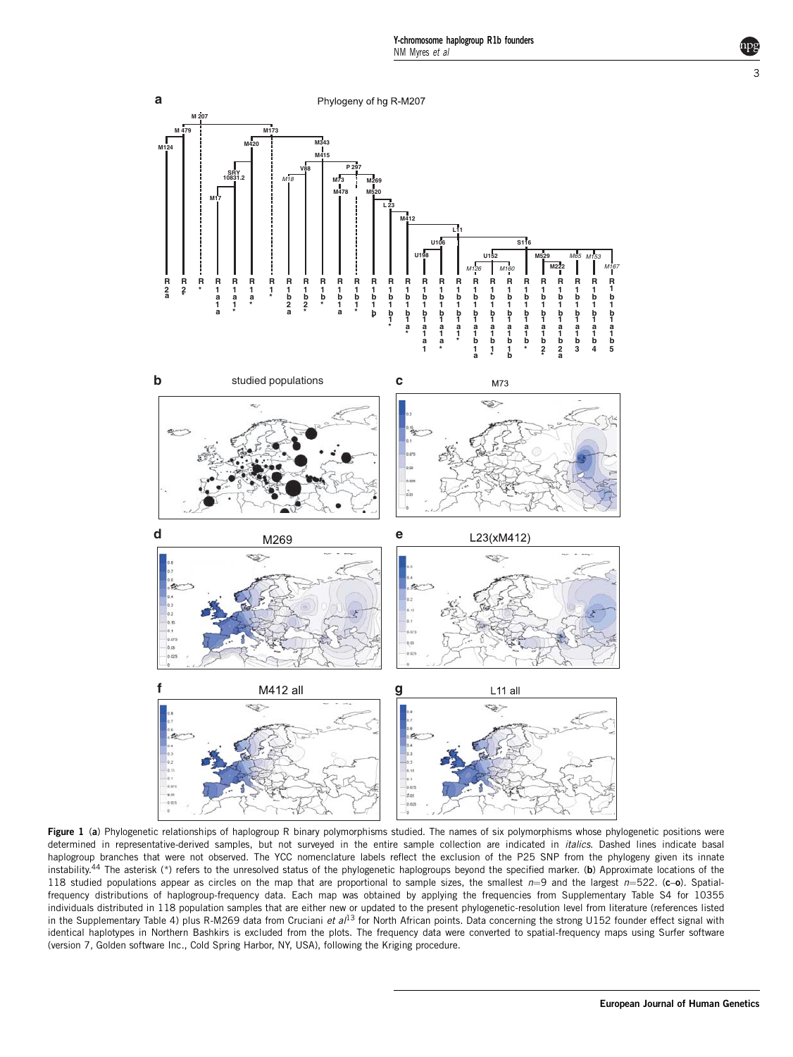**Figure 1** (**a**) Phylogenetic relationships of haplogroup R binary polymorphisms studied. The names of six polymorphisms whose phylogenetic positions were determined in representative-derived samples, but not surveyed in the entire sample collection are indicated in *italics*. Dashed lines indicate basal haplogroup branches that were not observed. The YCC nomenclature labels reflect the exclusion of the P25 SNP from the phylogeny given its innate instability.[44] The asterisk (*) refers to the unresolved status of the phylogenetic haplogroups beyond the specified marker. (**b**) Approximate locations of the 118 studied populations appear as circles on the map that are proportional to sample sizes, the smallest $n=9$ and the largest $n=522$. (**c**–**o**). Spatial-frequency distributions of haplogroup-frequency data. Each map was obtained by applying the frequencies from Supplementary Table S4 for 10355 individuals distributed in 118 population samples that are either new or updated to the present phylogenetic-resolution level from literature (references listed in the Supplementary Table 4) plus R-M269 data from Cruciani *et al*[13] for North African points. Data concerning the strong U152 founder effect signal with identical haplotypes in Northern Bashkirs is excluded from the plots. The frequency data were converted to spatial-frequency maps using Surfer software (version 7, Golden software Inc., Cold Spring Harbor, NY, USA), following the Kriging procedure.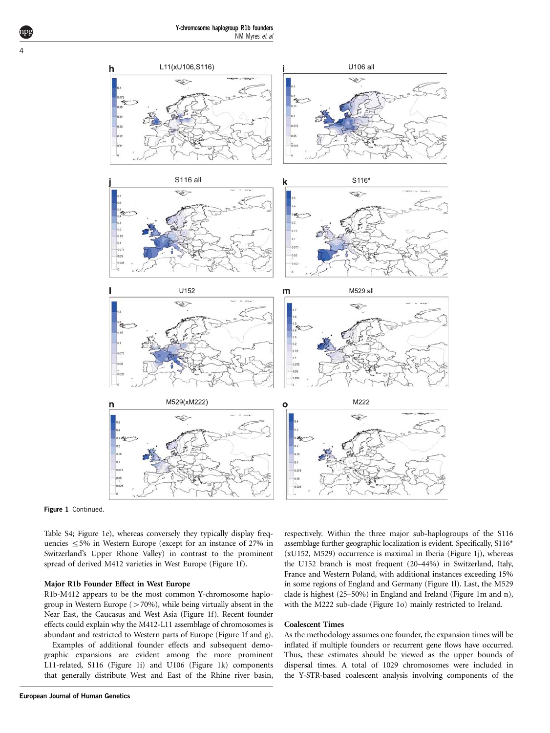Figure 1 Continued.

Table S4; Figure 1e), whereas conversely they typically display frequencies ≤5% in Western Europe (except for an instance of 27% in Switzerland's Upper Rhone Valley) in contrast to the prominent spread of derived M412 varieties in West Europe (Figure 1f).

### Major R1b Founder Effect in West Europe

R1b-M412 appears to be the most common Y-chromosome haplogroup in Western Europe (>70%), while being virtually absent in the Near East, the Caucasus and West Asia (Figure 1f). Recent founder effects could explain why the M412-L11 assemblage of chromosomes is abundant and restricted to Western parts of Europe (Figure 1f and g).

Examples of additional founder effects and subsequent demographic expansions are evident among the more prominent L11-related, S116 (Figure 1i) and U106 (Figure 1k) components that generally distribute West and East of the Rhine river basin, respectively. Within the three major sub-haplogroups of the S116 assemblage further geographic localization is evident. Specifically, S116* (xU152, M529) occurrence is maximal in Iberia (Figure 1j), whereas the U152 branch is most frequent (20–44%) in Switzerland, Italy, France and Western Poland, with additional instances exceeding 15% in some regions of England and Germany (Figure 1l). Last, the M529 clade is highest (25–50%) in England and Ireland (Figure 1m and n), with the M222 sub-clade (Figure 1o) mainly restricted to Ireland.

### Coalescent Times

As the methodology assumes one founder, the expansion times will be inflated if multiple founders or recurrent gene flows have occurred. Thus, these estimates should be viewed as the upper bounds of dispersal times. A total of 1029 chromosomes were included in the Y-STR-based coalescent analysis involving components of the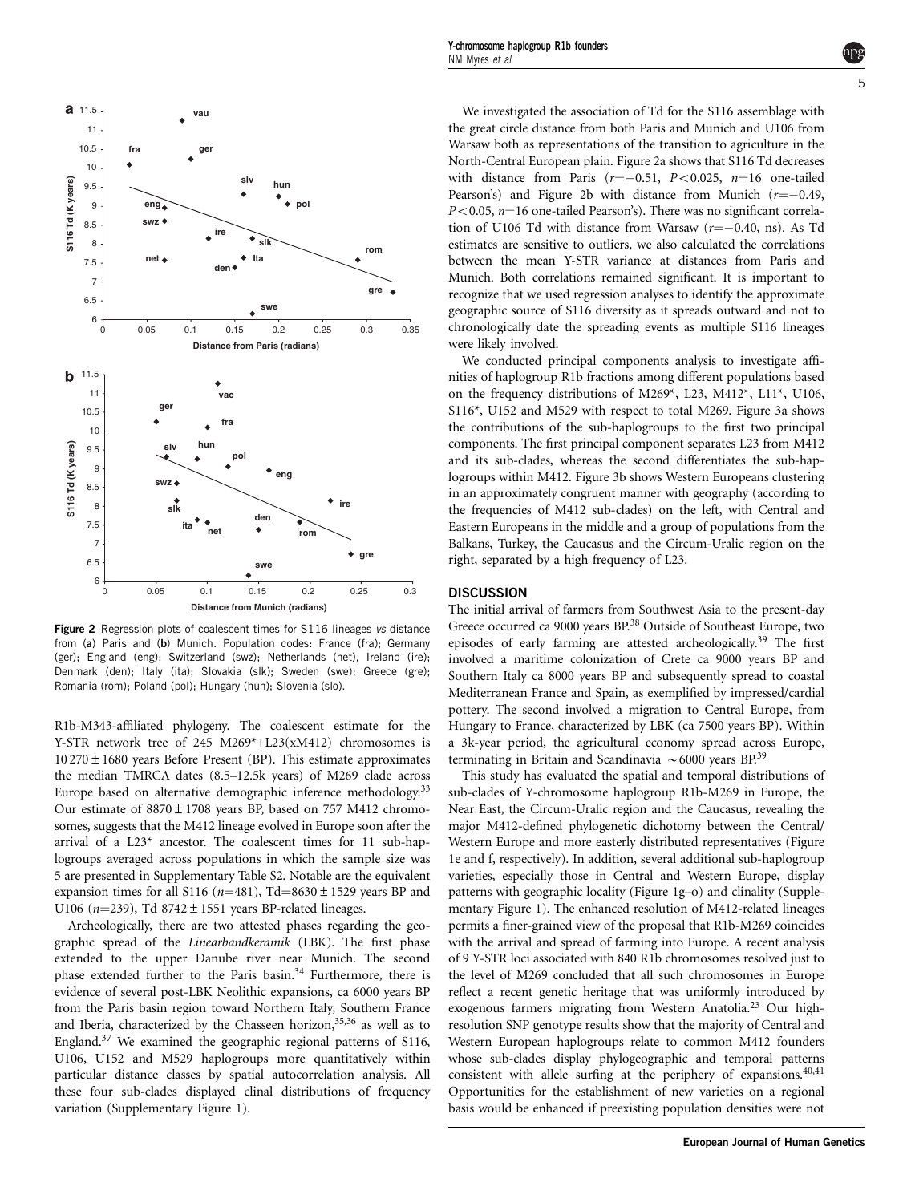Figure 2 Regression plots of coalescent times for S116 lineages *vs* distance from (**a**) Paris and (**b**) Munich. Population codes: France (fra); Germany (ger); England (eng); Switzerland (swz); Netherlands (net), Ireland (ire); Denmark (den); Italy (ita); Slovakia (slk); Sweden (swe); Greece (gre); Romania (rom); Poland (pol); Hungary (hun); Slovenia (slo).

R1b-M343-affiliated phylogeny. The coalescent estimate for the Y-STR network tree of 245 M269*+L23(xM412) chromosomes is 10 270 ± 1680 years Before Present (BP). This estimate approximates the median TMRCA dates (8.5–12.5k years) of M269 clade across Europe based on alternative demographic inference methodology.[33] Our estimate of 8870 ± 1708 years BP, based on 757 M412 chromosomes, suggests that the M412 lineage evolved in Europe soon after the arrival of a L23* ancestor. The coalescent times for 11 sub-haplogroups averaged across populations in which the sample size was 5 are presented in Supplementary Table S2. Notable are the equivalent expansion times for all S116 ($n$=481), Td=8630 ± 1529 years BP and U106 ($n$=239), Td 8742 ± 1551 years BP-related lineages.

Archeologically, there are two attested phases regarding the geographic spread of the *Linearbandkeramik* (LBK). The first phase extended to the upper Danube river near Munich. The second phase extended further to the Paris basin.[34] Furthermore, there is evidence of several post-LBK Neolithic expansions, ca 6000 years BP from the Paris basin region toward Northern Italy, Southern France and Iberia, characterized by the Chasseen horizon,[35,36] as well as to England.[37] We examined the geographic regional patterns of S116, U106, U152 and M529 haplogroups more quantitatively within particular distance classes by spatial autocorrelation analysis. All these four sub-clades displayed clinal distributions of frequency variation (Supplementary Figure 1).

We investigated the association of Td for the S116 assemblage with the great circle distance from both Paris and Munich and U106 from Warsaw both as representations of the transition to agriculture in the North-Central European plain. Figure 2a shows that S116 Td decreases with distance from Paris ($r$=−0.51, $P$<0.025, $n$=16 one-tailed Pearson's) and Figure 2b with distance from Munich ($r$=−0.49, $P$<0.05, $n$=16 one-tailed Pearson's). There was no significant correlation of U106 Td with distance from Warsaw ($r$=−0.40, ns). As Td estimates are sensitive to outliers, we also calculated the correlations between the mean Y-STR variance at distances from Paris and Munich. Both correlations remained significant. It is important to recognize that we used regression analyses to identify the approximate geographic source of S116 diversity as it spreads outward and not to chronologically date the spreading events as multiple S116 lineages were likely involved.

We conducted principal components analysis to investigate affinities of haplogroup R1b fractions among different populations based on the frequency distributions of M269*, L23, M412*, L11*, U106, S116*, U152 and M529 with respect to total M269. Figure 3a shows the contributions of the sub-haplogroups to the first two principal components. The first principal component separates L23 from M412 and its sub-clades, whereas the second differentiates the sub-haplogroups within M412. Figure 3b shows Western Europeans clustering in an approximately congruent manner with geography (according to the frequencies of M412 sub-clades) on the left, with Central and Eastern Europeans in the middle and a group of populations from the Balkans, Turkey, the Caucasus and the Circum-Uralic region on the right, separated by a high frequency of L23.

## DISCUSSION

The initial arrival of farmers from Southwest Asia to the present-day Greece occurred ca 9000 years BP.[38] Outside of Southeast Europe, two episodes of early farming are attested archeologically.[39] The first involved a maritime colonization of Crete ca 9000 years BP and Southern Italy ca 8000 years BP and subsequently spread to coastal Mediterranean France and Spain, as exemplified by impressed/cardial pottery. The second involved a migration to Central Europe, from Hungary to France, characterized by LBK (ca 7500 years BP). Within a 3k-year period, the agricultural economy spread across Europe, terminating in Britain and Scandinavia ∼6000 years BP.[39]

This study has evaluated the spatial and temporal distributions of sub-clades of Y-chromosome haplogroup R1b-M269 in Europe, the Near East, the Circum-Uralic region and the Caucasus, revealing the major M412-defined phylogenetic dichotomy between the Central/Western Europe and more easterly distributed representatives (Figure 1e and f, respectively). In addition, several additional sub-haplogroup varieties, especially those in Central and Western Europe, display patterns with geographic locality (Figure 1g–o) and clinality (Supplementary Figure 1). The enhanced resolution of M412-related lineages permits a finer-grained view of the proposal that R1b-M269 coincides with the arrival and spread of farming into Europe. A recent analysis of 9 Y-STR loci associated with 840 R1b chromosomes resolved just to the level of M269 concluded that all such chromosomes in Europe reflect a recent genetic heritage that was uniformly introduced by exogenous farmers migrating from Western Anatolia.[23] Our high-resolution SNP genotype results show that the majority of Central and Western European haplogroups relate to common M412 founders whose sub-clades display phylogeographic and temporal patterns consistent with allele surfing at the periphery of expansions.[40,41] Opportunities for the establishment of new varieties on a regional basis would be enhanced if preexisting population densities were not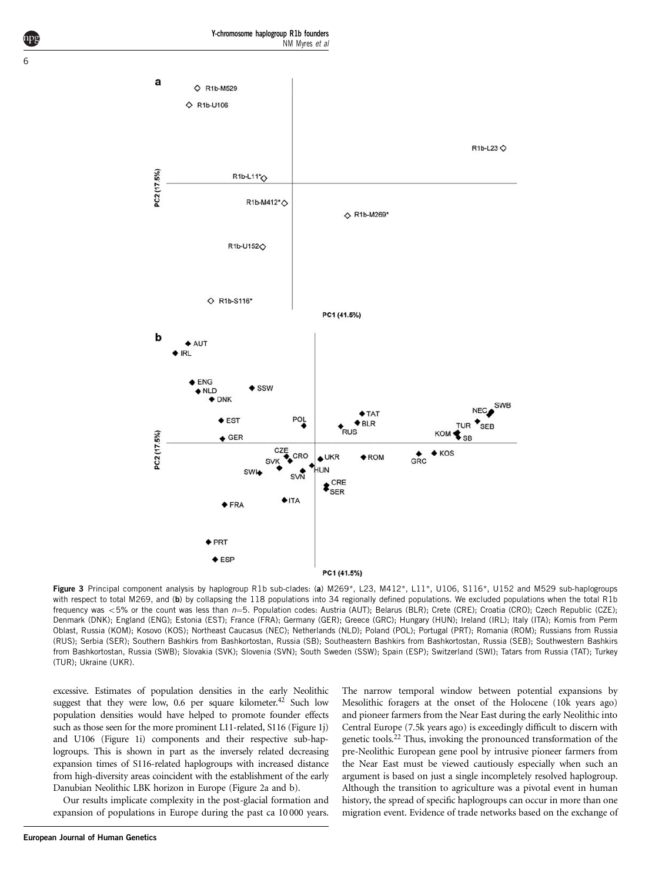**Figure 3** Principal component analysis by haplogroup R1b sub-clades: (**a**) M269*, L23, M412*, L11*, U106, S116*, U152 and M529 sub-haplogroups with respect to total M269, and (**b**) by collapsing the 118 populations into 34 regionally defined populations. We excluded populations when the total R1b frequency was <5% or the count was less than $n$=5. Population codes: Austria (AUT); Belarus (BLR); Crete (CRE); Croatia (CRO); Czech Republic (CZE); Denmark (DNK); England (ENG); Estonia (EST); France (FRA); Germany (GER); Greece (GRC); Hungary (HUN); Ireland (IRL); Italy (ITA); Komis from Perm Oblast, Russia (KOM); Kosovo (KOS); Northeast Caucasus (NEC); Netherlands (NLD); Poland (POL); Portugal (PRT); Romania (ROM); Russians from Russia (RUS); Serbia (SER); Southern Bashkirs from Bashkortostan, Russia (SB); Southeastern Bashkirs from Bashkortostan, Russia (SEB); Southwestern Bashkirs from Bashkortostan, Russia (SWB); Slovakia (SVK); Slovenia (SVN); South Sweden (SSW); Spain (ESP); Switzerland (SWI); Tatars from Russia (TAT); Turkey (TUR); Ukraine (UKR).

excessive. Estimates of population densities in the early Neolithic suggest that they were low, 0.6 per square kilometer.[42] Such low population densities would have helped to promote founder effects such as those seen for the more prominent L11-related, S116 (Figure 1j) and U106 (Figure 1i) components and their respective sub-haplogroups. This is shown in part as the inversely related decreasing expansion times of S116-related haplogroups with increased distance from high-diversity areas coincident with the establishment of the early Danubian Neolithic LBK horizon in Europe (Figure 2a and b).

Our results implicate complexity in the post-glacial formation and expansion of populations in Europe during the past ca 10 000 years. The narrow temporal window between potential expansions by Mesolithic foragers at the onset of the Holocene (10k years ago) and pioneer farmers from the Near East during the early Neolithic into Central Europe (7.5k years ago) is exceedingly difficult to discern with genetic tools.[22] Thus, invoking the pronounced transformation of the pre-Neolithic European gene pool by intrusive pioneer farmers from the Near East must be viewed cautiously especially when such an argument is based on just a single incompletely resolved haplogroup. Although the transition to agriculture was a pivotal event in human history, the spread of specific haplogroups can occur in more than one migration event. Evidence of trade networks based on the exchange of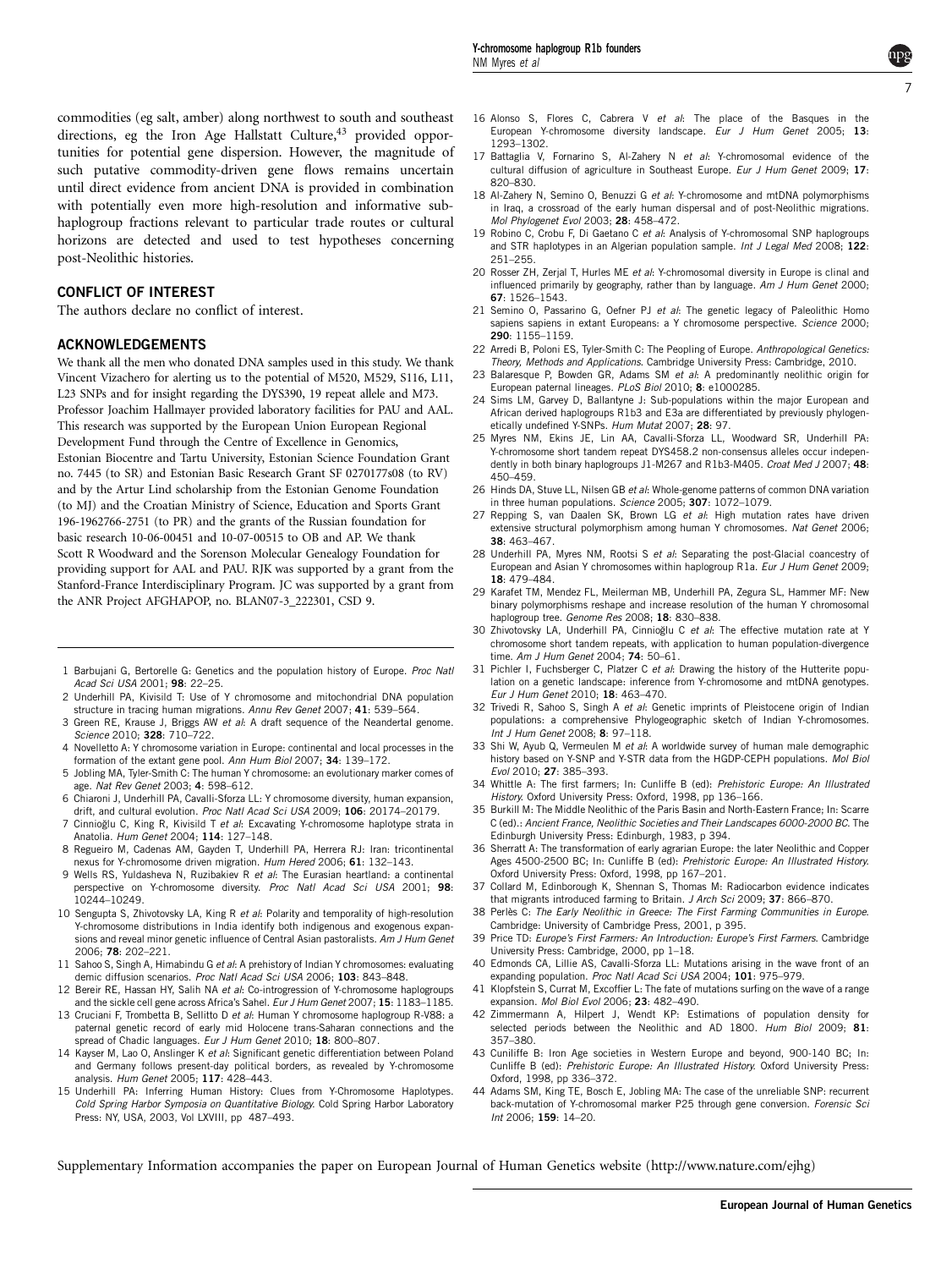commodities (eg salt, amber) along northwest to south and southeast directions, eg the Iron Age Hallstatt Culture,[43] provided opportunities for potential gene dispersion. However, the magnitude of such putative commodity-driven gene flows remains uncertain until direct evidence from ancient DNA is provided in combination with potentially even more high-resolution and informative sub-haplogroup fractions relevant to particular trade routes or cultural horizons are detected and used to test hypotheses concerning post-Neolithic histories.

## CONFLICT OF INTEREST

The authors declare no conflict of interest.

## ACKNOWLEDGEMENTS

We thank all the men who donated DNA samples used in this study. We thank Vincent Vizachero for alerting us to the potential of M520, M529, S116, L11, L23 SNPs and for insight regarding the DYS390, 19 repeat allele and M73. Professor Joachim Hallmayer provided laboratory facilities for PAU and AAL. This research was supported by the European Union European Regional Development Fund through the Centre of Excellence in Genomics, Estonian Biocentre and Tartu University, Estonian Science Foundation Grant no. 7445 (to SR) and Estonian Basic Research Grant SF 0270177s08 (to RV) and by the Artur Lind scholarship from the Estonian Genome Foundation (to MJ) and the Croatian Ministry of Science, Education and Sports Grant 196-1962766-2751 (to PR) and the grants of the Russian foundation for basic research 10-06-00451 and 10-07-00515 to OB and AP. We thank Scott R Woodward and the Sorenson Molecular Genealogy Foundation for providing support for AAL and PAU. RJK was supported by a grant from the Stanford-France Interdisciplinary Program. JC was supported by a grant from the ANR Project AFGHAPOP, no. BLAN07-3_222301, CSD 9.

1 Barbujani G, Bertorelle G: Genetics and the population history of Europe. *Proc Natl Acad Sci USA* 2001; **98**: 22–25.
2 Underhill PA, Kivisild T: Use of Y chromosome and mitochondrial DNA population structure in tracing human migrations. *Annu Rev Genet* 2007; **41**: 539–564.
3 Green RE, Krause J, Briggs AW *et al*: A draft sequence of the Neandertal genome. *Science* 2010; **328**: 710–722.
4 Novelletto A: Y chromosome variation in Europe: continental and local processes in the formation of the extant gene pool. *Ann Hum Biol* 2007; **34**: 139–172.
5 Jobling MA, Tyler-Smith C: The human Y chromosome: an evolutionary marker comes of age. *Nat Rev Genet* 2003; **4**: 598–612.
6 Chiaroni J, Underhill PA, Cavalli-Sforza LL: Y chromosome diversity, human expansion, drift, and cultural evolution. *Proc Natl Acad Sci USA* 2009; **106**: 20174–20179.
7 Cinnioğlu C, King R, Kivisild T *et al*: Excavating Y-chromosome haplotype strata in Anatolia. *Hum Genet* 2004; **114**: 127–148.
8 Regueiro M, Cadenas AM, Gayden T, Underhill PA, Herrera RJ: Iran: tricontinental nexus for Y-chromosome driven migration. *Hum Hered* 2006; **61**: 132–143.
9 Wells RS, Yuldasheva N, Ruzibakiev R *et al*: The Eurasian heartland: a continental perspective on Y-chromosome diversity. *Proc Natl Acad Sci USA* 2001; **98**: 10244–10249.
10 Sengupta S, Zhivotovsky LA, King R *et al*: Polarity and temporality of high-resolution Y-chromosome distributions in India identify both indigenous and exogenous expansions and reveal minor genetic influence of Central Asian pastoralists. *Am J Hum Genet* 2006; **78**: 202–221.
11 Sahoo S, Singh A, Himabindu G *et al*: A prehistory of Indian Y chromosomes: evaluating demic diffusion scenarios. *Proc Natl Acad Sci USA* 2006; **103**: 843–848.
12 Bereir RE, Hassan HY, Salih NA *et al*: Co-introgression of Y-chromosome haplogroups and the sickle cell gene across Africa's Sahel. *Eur J Hum Genet* 2007; **15**: 1183–1185.
13 Cruciani F, Trombetta B, Sellitto D *et al*: Human Y chromosome haplogroup R-V88: a paternal genetic record of early mid Holocene trans-Saharan connections and the spread of Chadic languages. *Eur J Hum Genet* 2010; **18**: 800–807.
14 Kayser M, Lao O, Anslinger K *et al*: Significant genetic differentiation between Poland and Germany follows present-day political borders, as revealed by Y-chromosome analysis. *Hum Genet* 2005; **117**: 428–443.
15 Underhill PA: Inferring Human History: Clues from Y-Chromosome Haplotypes. *Cold Spring Harbor Symposia on Quantitative Biology*. Cold Spring Harbor Laboratory Press: NY, USA, 2003, Vol LXVIII, pp 487–493.
16 Alonso S, Flores C, Cabrera V *et al*: The place of the Basques in the European Y-chromosome diversity landscape. *Eur J Hum Genet* 2005; **13**: 1293–1302.
17 Battaglia V, Fornarino S, Al-Zahery N *et al*: Y-chromosomal evidence of the cultural diffusion of agriculture in Southeast Europe. *Eur J Hum Genet* 2009; **17**: 820–830.
18 Al-Zahery N, Semino O, Benuzzi G *et al*: Y-chromosome and mtDNA polymorphisms in Iraq, a crossroad of the early human dispersal and of post-Neolithic migrations. *Mol Phylogenet Evol* 2003; **28**: 458–472.
19 Robino C, Crobu F, Di Gaetano C *et al*: Analysis of Y-chromosomal SNP haplogroups and STR haplotypes in an Algerian population sample. *Int J Legal Med* 2008; **122**: 251–255.
20 Rosser ZH, Zerjal T, Hurles ME *et al*: Y-chromosomal diversity in Europe is clinal and influenced primarily by geography, rather than by language. *Am J Hum Genet* 2000; **67**: 1526–1543.
21 Semino O, Passarino G, Oefner PJ *et al*: The genetic legacy of Paleolithic Homo sapiens sapiens in extant Europeans: a Y chromosome perspective. *Science* 2000; **290**: 1155–1159.
22 Arredi B, Poloni ES, Tyler-Smith C: The Peopling of Europe. *Anthropological Genetics: Theory, Methods and Applications*. Cambridge University Press: Cambridge, 2010.
23 Balaresque P, Bowden GR, Adams SM *et al*: A predominantly neolithic origin for European paternal lineages. *PLoS Biol* 2010; **8**: e1000285.
24 Sims LM, Garvey D, Ballantyne J: Sub-populations within the major European and African derived haplogroups R1b3 and E3a are differentiated by previously phylogenetically undefined Y-SNPs. *Hum Mutat* 2007; **28**: 97.
25 Myres NM, Ekins JE, Lin AA, Cavalli-Sforza LL, Woodward SR, Underhill PA: Y-chromosome short tandem repeat DYS458.2 non-consensus alleles occur independently in both binary haplogroups J1-M267 and R1b3-M405. *Croat Med J* 2007; **48**: 450–459.
26 Hinds DA, Stuve LL, Nilsen GB *et al*: Whole-genome patterns of common DNA variation in three human populations. *Science* 2005; **307**: 1072–1079.
27 Repping S, van Daalen SK, Brown LG *et al*: High mutation rates have driven extensive structural polymorphism among human Y chromosomes. *Nat Genet* 2006; **38**: 463–467.
28 Underhill PA, Myres NM, Rootsi S *et al*: Separating the post-Glacial coancestry of European and Asian Y chromosomes within haplogroup R1a. *Eur J Hum Genet* 2009; **18**: 479–484.
29 Karafet TM, Mendez FL, Meilerman MB, Underhill PA, Zegura SL, Hammer MF: New binary polymorphisms reshape and increase resolution of the human Y chromosomal haplogroup tree. *Genome Res* 2008; **18**: 830–838.
30 Zhivotovsky LA, Underhill PA, Cinnioğlu C *et al*: The effective mutation rate at Y chromosome short tandem repeats, with application to human population-divergence time. *Am J Hum Genet* 2004; **74**: 50–61.
31 Pichler I, Fuchsberger C, Platzer C *et al*: Drawing the history of the Hutterite population on a genetic landscape: inference from Y-chromosome and mtDNA genotypes. *Eur J Hum Genet* 2010; **18**: 463–470.
32 Trivedi R, Sahoo S, Singh A *et al*: Genetic imprints of Pleistocene origin of Indian populations: a comprehensive Phylogeographic sketch of Indian Y-chromosomes. *Int J Hum Genet* 2008; **8**: 97–118.
33 Shi W, Ayub Q, Vermeulen M *et al*: A worldwide survey of human male demographic history based on Y-SNP and Y-STR data from the HGDP-CEPH populations. *Mol Biol Evol* 2010; **27**: 385–393.
34 Whittle A: The first farmers; In: Cunliffe B (ed): *Prehistoric Europe: An Illustrated History.* Oxford University Press: Oxford, 1998, pp 136–166.
35 Burkill M: The Middle Neolithic of the Paris Basin and North-Eastern France; In: Scarre C (ed).: *Ancient France, Neolithic Societies and Their Landscapes 6000-2000 BC*. The Edinburgh University Press: Edinburgh, 1983, p 394.
36 Sherratt A: The transformation of early agrarian Europe: the later Neolithic and Copper Ages 4500-2500 BC; In: Cunliffe B (ed): *Prehistoric Europe: An Illustrated History.* Oxford University Press: Oxford, 1998, pp 167–201.
37 Collard M, Edinborough K, Shennan S, Thomas M: Radiocarbon evidence indicates that migrants introduced farming to Britain. *J Arch Sci* 2009; **37**: 866–870.
38 Perlès C: *The Early Neolithic in Greece: The First Farming Communities in Europe*. Cambridge: University of Cambridge Press, 2001, p 395.
39 Price TD: *Europe's First Farmers: An Introduction: Europe's First Farmers.* Cambridge University Press: Cambridge, 2000, pp 1–18.
40 Edmonds CA, Lillie AS, Cavalli-Sforza LL: Mutations arising in the wave front of an expanding population. *Proc Natl Acad Sci USA* 2004; **101**: 975–979.
41 Klopfstein S, Currat M, Excoffier L: The fate of mutations surfing on the wave of a range expansion. *Mol Biol Evol* 2006; **23**: 482–490.
42 Zimmermann A, Hilpert J, Wendt KP: Estimations of population density for selected periods between the Neolithic and AD 1800. *Hum Biol* 2009; **81**: 357–380.
43 Cuniliffe B: Iron Age societies in Western Europe and beyond, 900-140 BC; In: Cunliffe B (ed): *Prehistoric Europe: An Illustrated History.* Oxford University Press: Oxford, 1998, pp 336–372.
44 Adams SM, King TE, Bosch E, Jobling MA: The case of the unreliable SNP: recurrent back-mutation of Y-chromosomal marker P25 through gene conversion. *Forensic Sci Int* 2006; **159**: 14–20.

Supplementary Information accompanies the paper on European Journal of Human Genetics website (http://www.nature.com/ejhg)